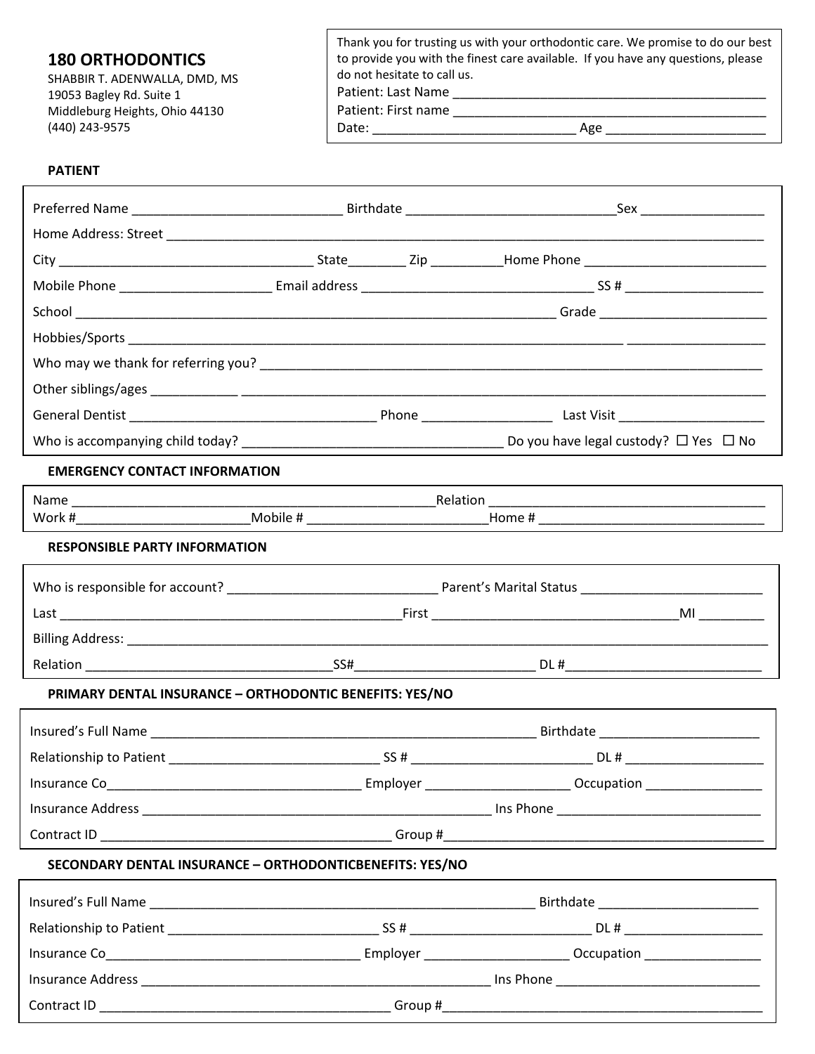## 180 ORTHODONTICS

SHABBIR T. ADENWALLA, DMD, MS
19053 Bagley Rd. Suite 1
Middleburg Heights, Ohio 44130
(440) 243-9575

Thank you for trusting us with your orthodontic care. We promise to do our best to provide you with the finest care available. If you have any questions, please do not hesitate to call us.

Patient: Last Name ______________________________________________

Patient: First name ______________________________________________

Date: ____________________________ Age ______________________

### PATIENT

Preferred Name ______________________________ Birthdate ______________________________Sex _________________

Home Address: Street ______________________________________________________________________________

City ____________________________________ State________ Zip __________Home Phone __________________________

Mobile Phone _____________________ Email address _________________________________ SS # ____________________

School ___________________________________________________________________ Grade ________________________

Hobbies/Sports ______________________________________________________________________ ____________________

Who may we thank for referring you? __________________________________________________________________________

Other siblings/ages ____________ ____________________________________________________________________________

General Dentist ___________________________________ Phone __________________ Last Visit ____________________

Who is accompanying child today? ____________________________________ Do you have legal custody? ☐ Yes ☐ No

### EMERGENCY CONTACT INFORMATION

Name ____________________________________________________Relation _______________________________________

Work #________________________Mobile # _________________________Home # ________________________________

### RESPONSIBLE PARTY INFORMATION

Who is responsible for account? ______________________________ Parent's Marital Status __________________________

Last _________________________________________________First __________________________________MI _________

Billing Address: __________________________________________________________________________________________

Relation ___________________________________SS#_________________________ DL #____________________________

### PRIMARY DENTAL INSURANCE – ORTHODONTIC BENEFITS: YES/NO

Insured's Full Name _______________________________________________________ Birthdate ______________________

Relationship to Patient ______________________________ SS # __________________________ DL # ____________________

Insurance Co____________________________________ Employer ____________________ Occupation ________________

Insurance Address __________________________________________________ Ins Phone _____________________________

Contract ID __________________________________________ Group #_____________________________________________

### SECONDARY DENTAL INSURANCE – ORTHODONTICBENEFITS: YES/NO

Insured's Full Name _______________________________________________________ Birthdate ______________________

Relationship to Patient ______________________________ SS # __________________________ DL # ____________________

Insurance Co____________________________________ Employer ____________________ Occupation ________________

Insurance Address __________________________________________________ Ins Phone _____________________________

Contract ID __________________________________________ Group #_____________________________________________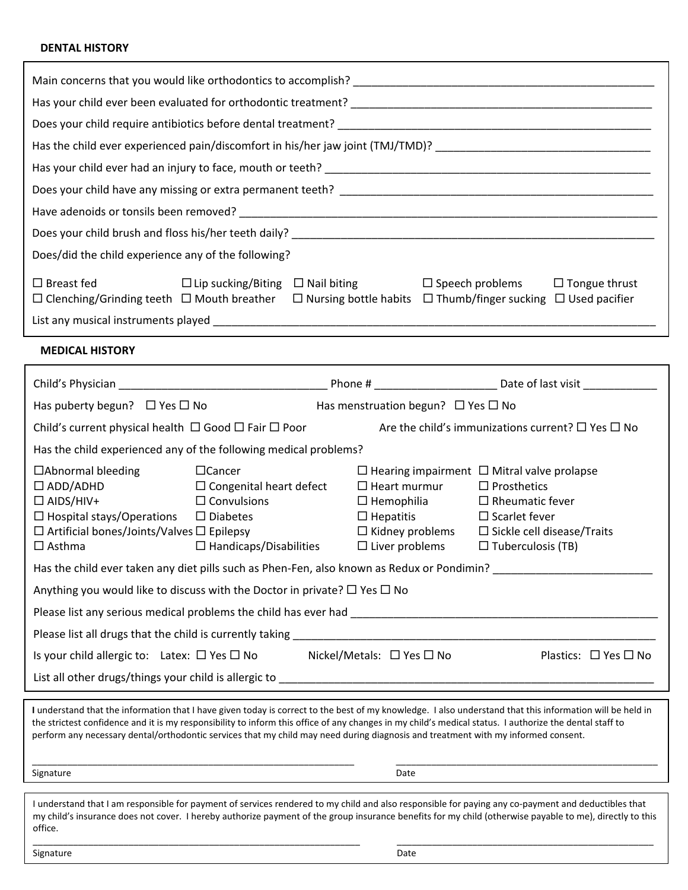## DENTAL HISTORY

Main concerns that you would like orthodontics to accomplish? ___________________________________________________

Has your child ever been evaluated for orthodontic treatment? ___________________________________________________

Does your child require antibiotics before dental treatment? ___________________________________________________

Has the child ever experienced pain/discomfort in his/her jaw joint (TMJ/TMD)? ___________________________________

Has your child ever had an injury to face, mouth or teeth? ______________________________________________________

Does your child have any missing or extra permanent teeth? ____________________________________________________

Have adenoids or tonsils been removed? ___________________________________________________________________

Does your child brush and floss his/her teeth daily? __________________________________________________________

Does/did the child experience any of the following?

☐ Breast fed ☐ Lip sucking/Biting ☐ Nail biting ☐ Speech problems ☐ Tongue thrust
☐ Clenching/Grinding teeth ☐ Mouth breather ☐ Nursing bottle habits ☐ Thumb/finger sucking ☐ Used pacifier

List any musical instruments played ________________________________________________________________________

## MEDICAL HISTORY

Child's Physician _________________________________ Phone # ___________________ Date of last visit ____________

Has puberty begun? ☐ Yes ☐ No Has menstruation begun? ☐ Yes ☐ No

Child's current physical health ☐ Good ☐ Fair ☐ Poor Are the child's immunizations current? ☐ Yes ☐ No

Has the child experienced any of the following medical problems?

| | | | |
|---|---|---|---|
| ☐ Abnormal bleeding | ☐ Cancer | ☐ Hearing impairment | ☐ Mitral valve prolapse |
| ☐ ADD/ADHD | ☐ Congenital heart defect | ☐ Heart murmur | ☐ Prosthetics |
| ☐ AIDS/HIV+ | ☐ Convulsions | ☐ Hemophilia | ☐ Rheumatic fever |
| ☐ Hospital stays/Operations | ☐ Diabetes | ☐ Hepatitis | ☐ Scarlet fever |
| ☐ Artificial bones/Joints/Valves | ☐ Epilepsy | ☐ Kidney problems | ☐ Sickle cell disease/Traits |
| ☐ Asthma | ☐ Handicaps/Disabilities | ☐ Liver problems | ☐ Tuberculosis (TB) |

Has the child ever taken any diet pills such as Phen-Fen, also known as Redux or Pondimin? _________________________

Anything you would like to discuss with the Doctor in private? ☐ Yes ☐ No

Please list any serious medical problems the child has ever had ___________________________________________________

Please list all drugs that the child is currently taking ____________________________________________________________

Is your child allergic to: Latex: ☐ Yes ☐ No Nickel/Metals: ☐ Yes ☐ No Plastics: ☐ Yes ☐ No

List all other drugs/things your child is allergic to ______________________________________________________________

I understand that the information that I have given today is correct to the best of my knowledge. I also understand that this information will be held in the strictest confidence and it is my responsibility to inform this office of any changes in my child's medical status. I authorize the dental staff to perform any necessary dental/orthodontic services that my child may need during diagnosis and treatment with my informed consent.

_____________________________________________ _____________________________________________
Signature Date

I understand that I am responsible for payment of services rendered to my child and also responsible for paying any co-payment and deductibles that my child's insurance does not cover. I hereby authorize payment of the group insurance benefits for my child (otherwise payable to me), directly to this office.

_____________________________________________ _____________________________________________
Signature Date